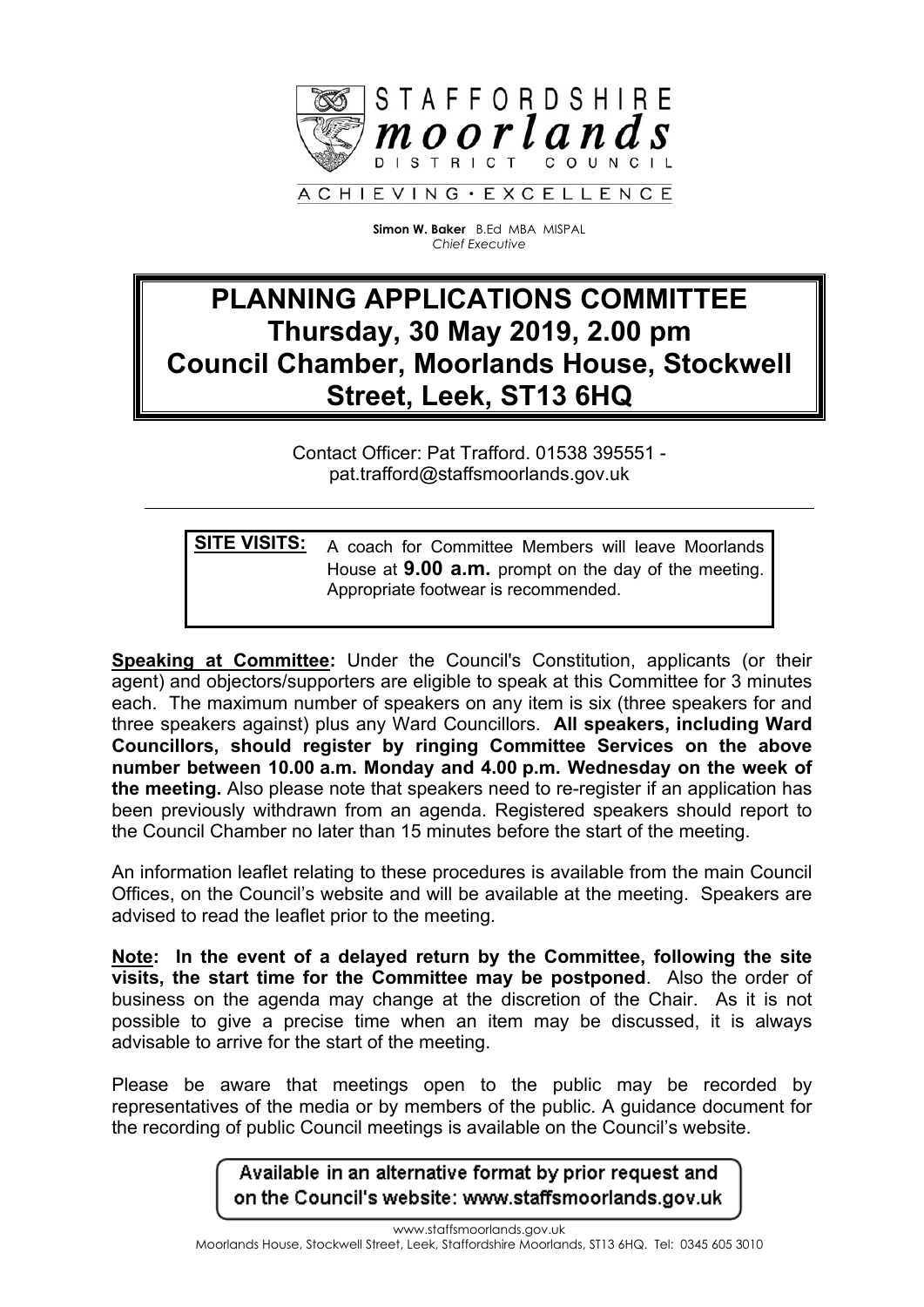STAFFORDSHIRE
*moorlands*
DISTRICT COUNCIL

ACHIEVING • EXCELLENCE

**Simon W. Baker** B.Ed MBA MISPAL
*Chief Executive*

# PLANNING APPLICATIONS COMMITTEE
# Thursday, 30 May 2019, 2.00 pm
# Council Chamber, Moorlands House, Stockwell Street, Leek, ST13 6HQ

Contact Officer: Pat Trafford. 01538 395551 - pat.trafford@staffsmoorlands.gov.uk

---

**SITE VISITS:** A coach for Committee Members will leave Moorlands House at **9.00 a.m.** prompt on the day of the meeting. Appropriate footwear is recommended.

**Speaking at Committee:** Under the Council's Constitution, applicants (or their agent) and objectors/supporters are eligible to speak at this Committee for 3 minutes each. The maximum number of speakers on any item is six (three speakers for and three speakers against) plus any Ward Councillors. **All speakers, including Ward Councillors, should register by ringing Committee Services on the above number between 10.00 a.m. Monday and 4.00 p.m. Wednesday on the week of the meeting.** Also please note that speakers need to re-register if an application has been previously withdrawn from an agenda. Registered speakers should report to the Council Chamber no later than 15 minutes before the start of the meeting.

An information leaflet relating to these procedures is available from the main Council Offices, on the Council's website and will be available at the meeting. Speakers are advised to read the leaflet prior to the meeting.

**Note: In the event of a delayed return by the Committee, following the site visits, the start time for the Committee may be postponed**. Also the order of business on the agenda may change at the discretion of the Chair. As it is not possible to give a precise time when an item may be discussed, it is always advisable to arrive for the start of the meeting.

Please be aware that meetings open to the public may be recorded by representatives of the media or by members of the public. A guidance document for the recording of public Council meetings is available on the Council's website.

Available in an alternative format by prior request and on the Council's website: www.staffsmoorlands.gov.uk

www.staffsmoorlands.gov.uk
Moorlands House, Stockwell Street, Leek, Staffordshire Moorlands, ST13 6HQ. Tel: 0345 605 3010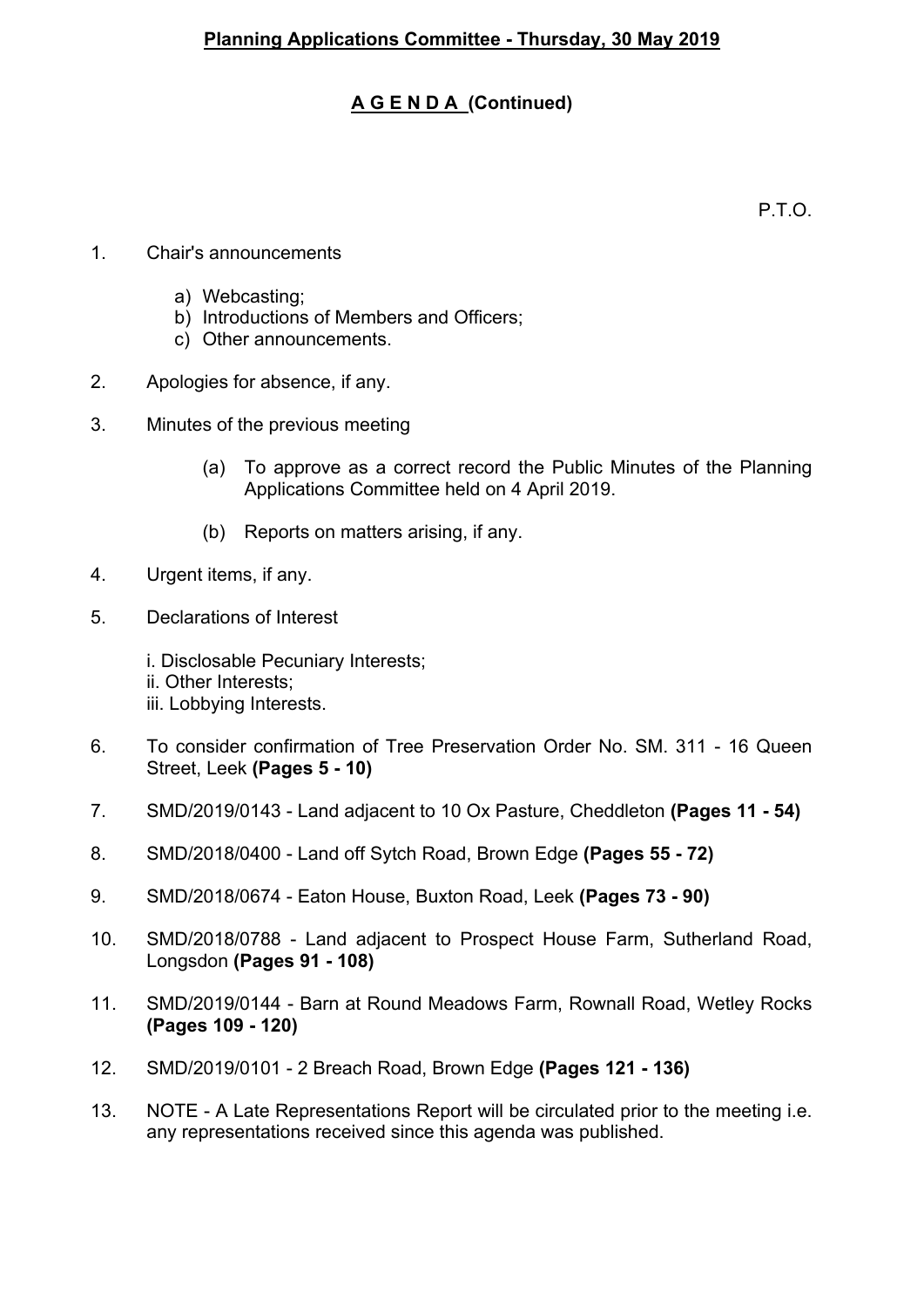**Planning Applications Committee - Thursday, 30 May 2019**

**A G E N D A (Continued)**

P.T.O.

1. Chair's announcements

   a) Webcasting;
   b) Introductions of Members and Officers;
   c) Other announcements.

2. Apologies for absence, if any.

3. Minutes of the previous meeting

   (a) To approve as a correct record the Public Minutes of the Planning Applications Committee held on 4 April 2019.

   (b) Reports on matters arising, if any.

4. Urgent items, if any.

5. Declarations of Interest

   i. Disclosable Pecuniary Interests;
   ii. Other Interests;
   iii. Lobbying Interests.

6. To consider confirmation of Tree Preservation Order No. SM. 311 - 16 Queen Street, Leek **(Pages 5 - 10)**

7. SMD/2019/0143 - Land adjacent to 10 Ox Pasture, Cheddleton **(Pages 11 - 54)**

8. SMD/2018/0400 - Land off Sytch Road, Brown Edge **(Pages 55 - 72)**

9. SMD/2018/0674 - Eaton House, Buxton Road, Leek **(Pages 73 - 90)**

10. SMD/2018/0788 - Land adjacent to Prospect House Farm, Sutherland Road, Longsdon **(Pages 91 - 108)**

11. SMD/2019/0144 - Barn at Round Meadows Farm, Rownall Road, Wetley Rocks **(Pages 109 - 120)**

12. SMD/2019/0101 - 2 Breach Road, Brown Edge **(Pages 121 - 136)**

13. NOTE - A Late Representations Report will be circulated prior to the meeting i.e. any representations received since this agenda was published.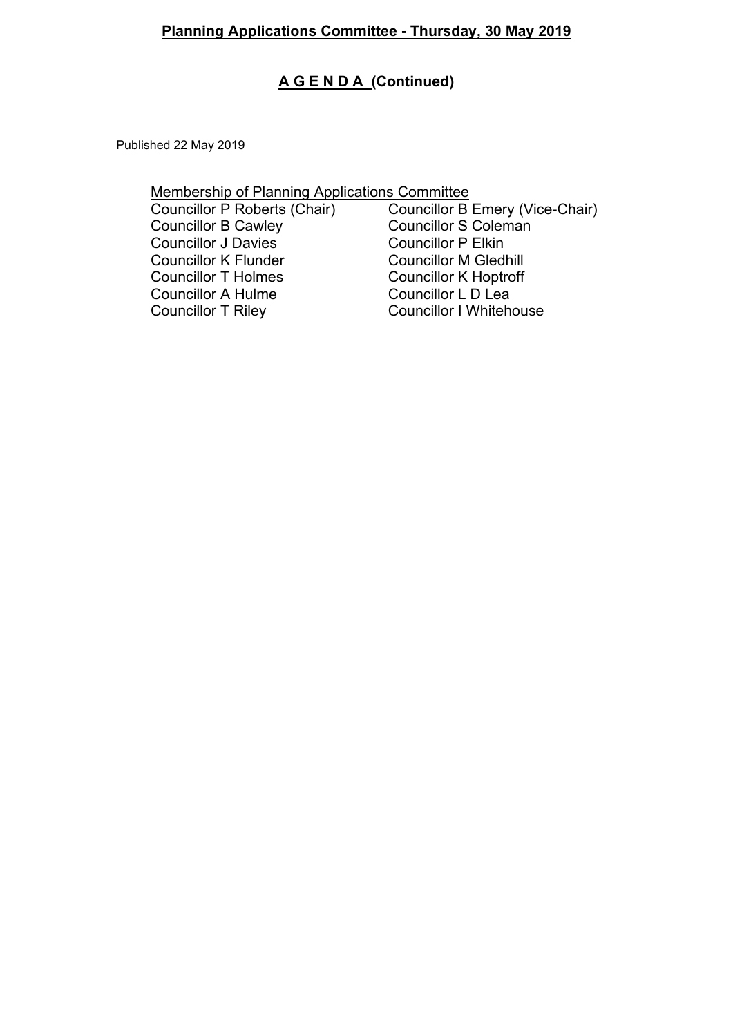## Planning Applications Committee - Thursday, 30 May 2019

## A G E N D A (Continued)

Published 22 May 2019

Membership of Planning Applications Committee

| | |
|---|---|
| Councillor P Roberts (Chair) | Councillor B Emery (Vice-Chair) |
| Councillor B Cawley | Councillor S Coleman |
| Councillor J Davies | Councillor P Elkin |
| Councillor K Flunder | Councillor M Gledhill |
| Councillor T Holmes | Councillor K Hoptroff |
| Councillor A Hulme | Councillor L D Lea |
| Councillor T Riley | Councillor I Whitehouse |